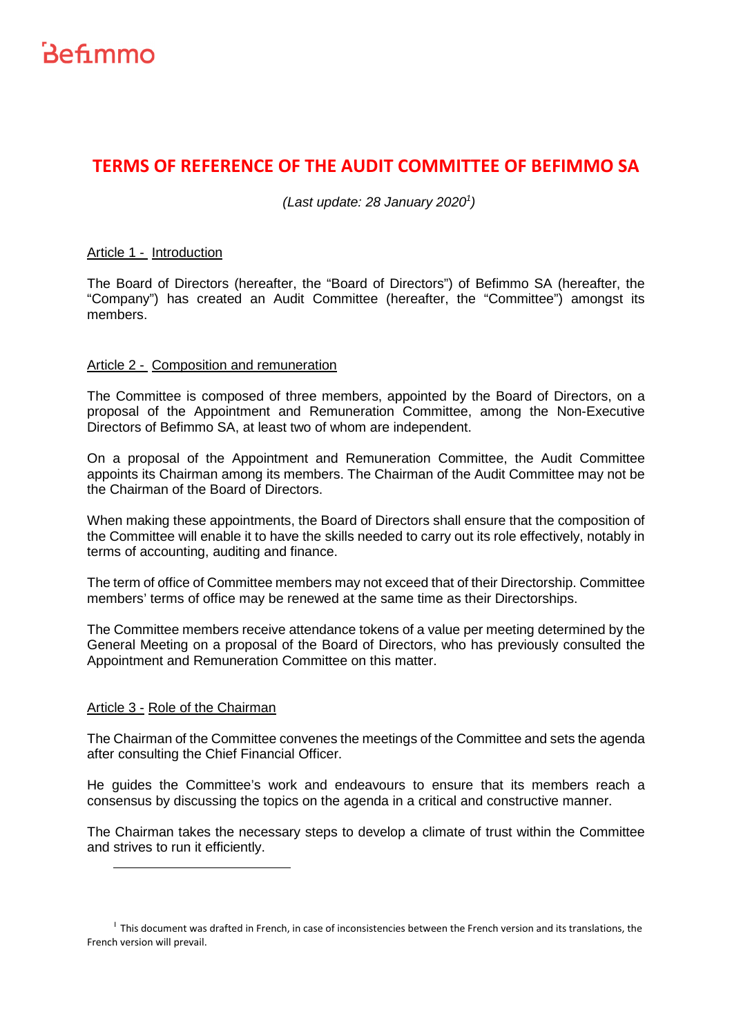# TERMS OF REFERENCE OF THE AUDIT COMMITTEE OF BEFIMMO SA

*(Last update: 28 January 2020[1])*

## Article 1 - Introduction

The Board of Directors (hereafter, the "Board of Directors") of Befimmo SA (hereafter, the "Company") has created an Audit Committee (hereafter, the "Committee") amongst its members.

## Article 2 - Composition and remuneration

The Committee is composed of three members, appointed by the Board of Directors, on a proposal of the Appointment and Remuneration Committee, among the Non-Executive Directors of Befimmo SA, at least two of whom are independent.

On a proposal of the Appointment and Remuneration Committee, the Audit Committee appoints its Chairman among its members. The Chairman of the Audit Committee may not be the Chairman of the Board of Directors.

When making these appointments, the Board of Directors shall ensure that the composition of the Committee will enable it to have the skills needed to carry out its role effectively, notably in terms of accounting, auditing and finance.

The term of office of Committee members may not exceed that of their Directorship. Committee members' terms of office may be renewed at the same time as their Directorships.

The Committee members receive attendance tokens of a value per meeting determined by the General Meeting on a proposal of the Board of Directors, who has previously consulted the Appointment and Remuneration Committee on this matter.

## Article 3 - Role of the Chairman

The Chairman of the Committee convenes the meetings of the Committee and sets the agenda after consulting the Chief Financial Officer.

He guides the Committee's work and endeavours to ensure that its members reach a consensus by discussing the topics on the agenda in a critical and constructive manner.

The Chairman takes the necessary steps to develop a climate of trust within the Committee and strives to run it efficiently.

[1] This document was drafted in French, in case of inconsistencies between the French version and its translations, the French version will prevail.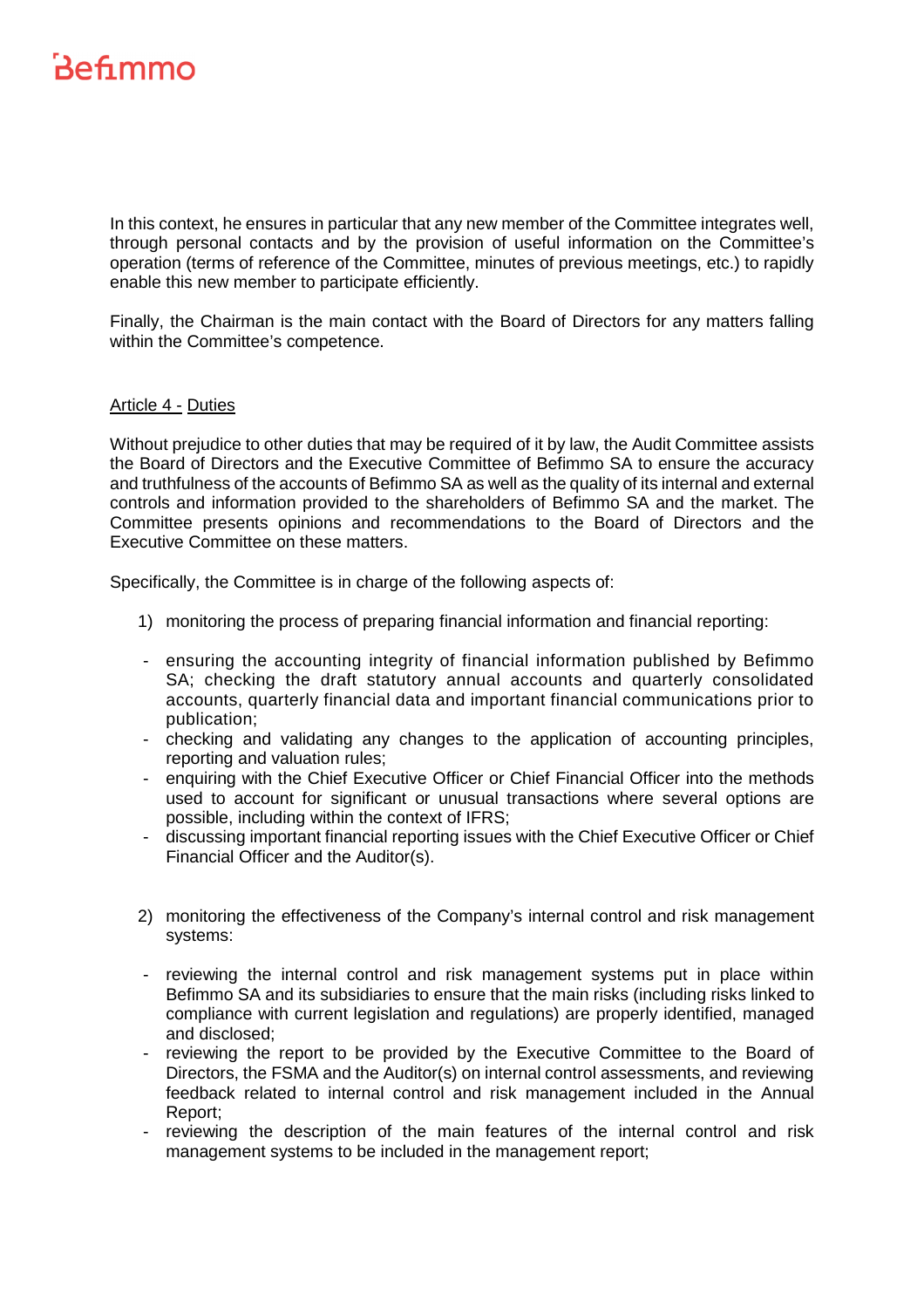In this context, he ensures in particular that any new member of the Committee integrates well, through personal contacts and by the provision of useful information on the Committee's operation (terms of reference of the Committee, minutes of previous meetings, etc.) to rapidly enable this new member to participate efficiently.

Finally, the Chairman is the main contact with the Board of Directors for any matters falling within the Committee's competence.

## Article 4 - Duties

Without prejudice to other duties that may be required of it by law, the Audit Committee assists the Board of Directors and the Executive Committee of Befimmo SA to ensure the accuracy and truthfulness of the accounts of Befimmo SA as well as the quality of its internal and external controls and information provided to the shareholders of Befimmo SA and the market. The Committee presents opinions and recommendations to the Board of Directors and the Executive Committee on these matters.

Specifically, the Committee is in charge of the following aspects of:

1) monitoring the process of preparing financial information and financial reporting:

- ensuring the accounting integrity of financial information published by Befimmo SA; checking the draft statutory annual accounts and quarterly consolidated accounts, quarterly financial data and important financial communications prior to publication;
- checking and validating any changes to the application of accounting principles, reporting and valuation rules;
- enquiring with the Chief Executive Officer or Chief Financial Officer into the methods used to account for significant or unusual transactions where several options are possible, including within the context of IFRS;
- discussing important financial reporting issues with the Chief Executive Officer or Chief Financial Officer and the Auditor(s).

2) monitoring the effectiveness of the Company's internal control and risk management systems:

- reviewing the internal control and risk management systems put in place within Befimmo SA and its subsidiaries to ensure that the main risks (including risks linked to compliance with current legislation and regulations) are properly identified, managed and disclosed;
- reviewing the report to be provided by the Executive Committee to the Board of Directors, the FSMA and the Auditor(s) on internal control assessments, and reviewing feedback related to internal control and risk management included in the Annual Report;
- reviewing the description of the main features of the internal control and risk management systems to be included in the management report;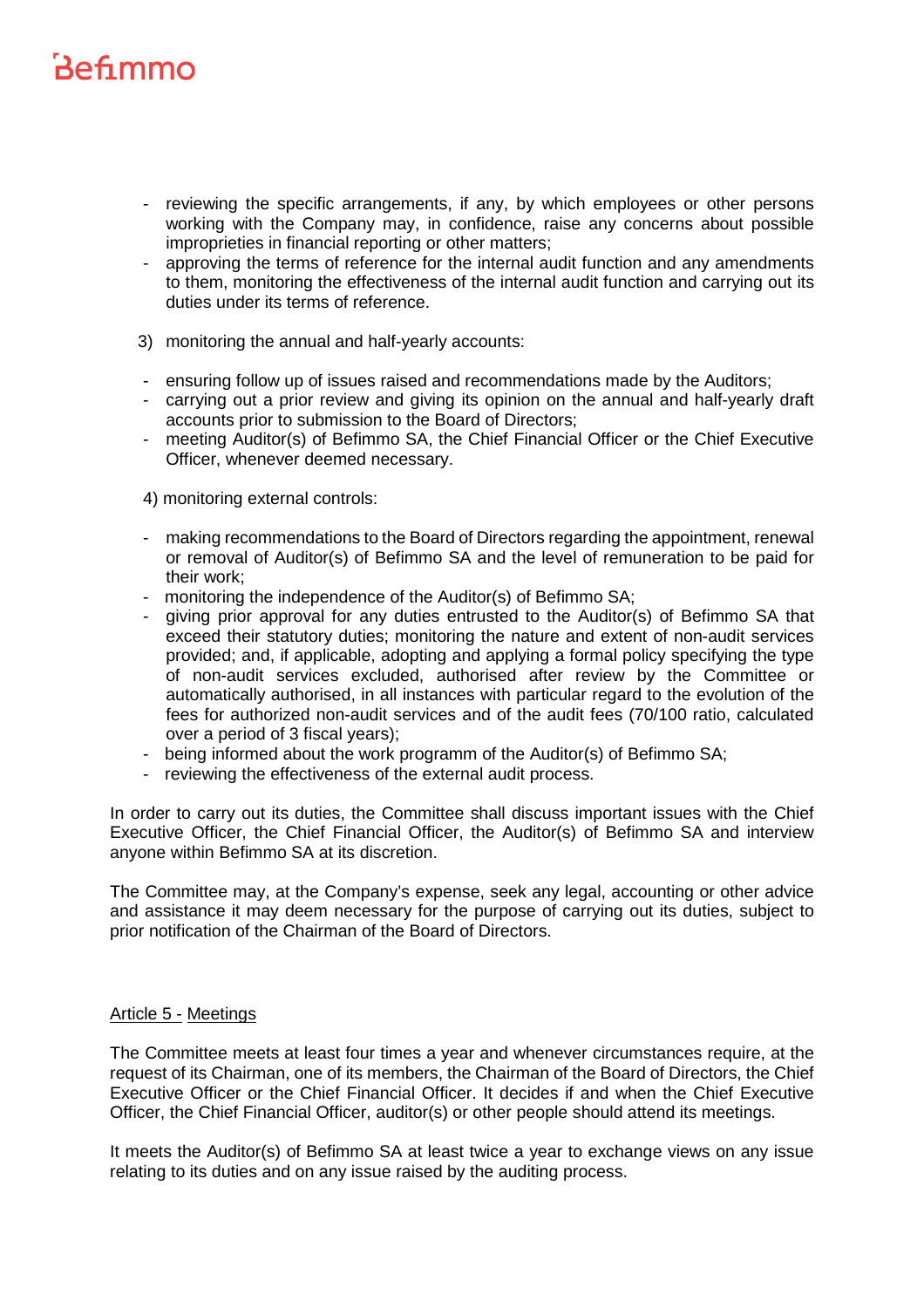- reviewing the specific arrangements, if any, by which employees or other persons working with the Company may, in confidence, raise any concerns about possible improprieties in financial reporting or other matters;
- approving the terms of reference for the internal audit function and any amendments to them, monitoring the effectiveness of the internal audit function and carrying out its duties under its terms of reference.

3) monitoring the annual and half-yearly accounts:

- ensuring follow up of issues raised and recommendations made by the Auditors;
- carrying out a prior review and giving its opinion on the annual and half-yearly draft accounts prior to submission to the Board of Directors;
- meeting Auditor(s) of Befimmo SA, the Chief Financial Officer or the Chief Executive Officer, whenever deemed necessary.

4) monitoring external controls:

- making recommendations to the Board of Directors regarding the appointment, renewal or removal of Auditor(s) of Befimmo SA and the level of remuneration to be paid for their work;
- monitoring the independence of the Auditor(s) of Befimmo SA;
- giving prior approval for any duties entrusted to the Auditor(s) of Befimmo SA that exceed their statutory duties; monitoring the nature and extent of non-audit services provided; and, if applicable, adopting and applying a formal policy specifying the type of non-audit services excluded, authorised after review by the Committee or automatically authorised, in all instances with particular regard to the evolution of the fees for authorized non-audit services and of the audit fees (70/100 ratio, calculated over a period of 3 fiscal years);
- being informed about the work programm of the Auditor(s) of Befimmo SA;
- reviewing the effectiveness of the external audit process.

In order to carry out its duties, the Committee shall discuss important issues with the Chief Executive Officer, the Chief Financial Officer, the Auditor(s) of Befimmo SA and interview anyone within Befimmo SA at its discretion.

The Committee may, at the Company's expense, seek any legal, accounting or other advice and assistance it may deem necessary for the purpose of carrying out its duties, subject to prior notification of the Chairman of the Board of Directors.

## Article 5 - Meetings

The Committee meets at least four times a year and whenever circumstances require, at the request of its Chairman, one of its members, the Chairman of the Board of Directors, the Chief Executive Officer or the Chief Financial Officer. It decides if and when the Chief Executive Officer, the Chief Financial Officer, auditor(s) or other people should attend its meetings.

It meets the Auditor(s) of Befimmo SA at least twice a year to exchange views on any issue relating to its duties and on any issue raised by the auditing process.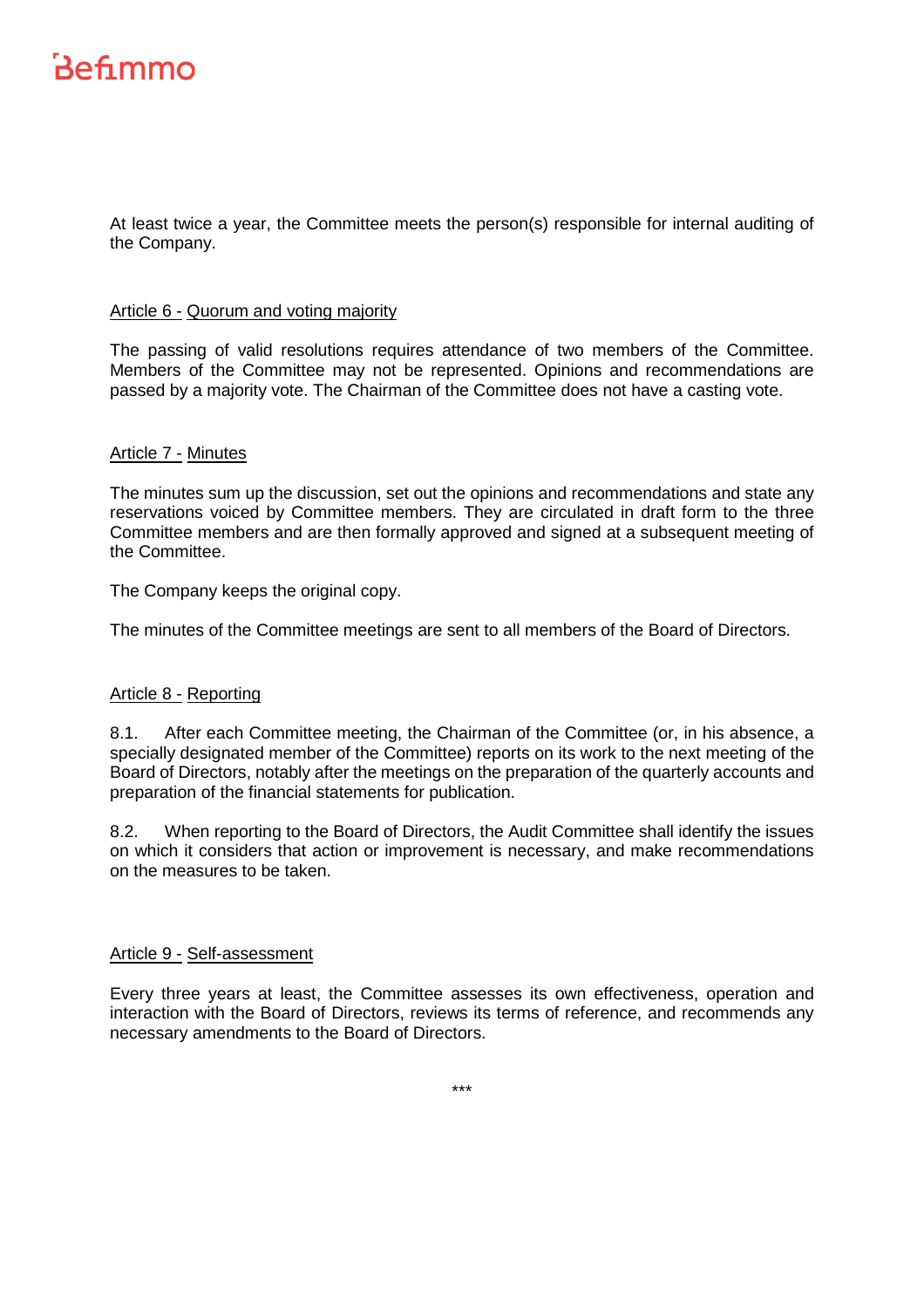At least twice a year, the Committee meets the person(s) responsible for internal auditing of the Company.

### Article 6 - Quorum and voting majority

The passing of valid resolutions requires attendance of two members of the Committee. Members of the Committee may not be represented. Opinions and recommendations are passed by a majority vote. The Chairman of the Committee does not have a casting vote.

### Article 7 - Minutes

The minutes sum up the discussion, set out the opinions and recommendations and state any reservations voiced by Committee members. They are circulated in draft form to the three Committee members and are then formally approved and signed at a subsequent meeting of the Committee.

The Company keeps the original copy.

The minutes of the Committee meetings are sent to all members of the Board of Directors.

### Article 8 - Reporting

8.1. After each Committee meeting, the Chairman of the Committee (or, in his absence, a specially designated member of the Committee) reports on its work to the next meeting of the Board of Directors, notably after the meetings on the preparation of the quarterly accounts and preparation of the financial statements for publication.

8.2. When reporting to the Board of Directors, the Audit Committee shall identify the issues on which it considers that action or improvement is necessary, and make recommendations on the measures to be taken.

### Article 9 - Self-assessment

Every three years at least, the Committee assesses its own effectiveness, operation and interaction with the Board of Directors, reviews its terms of reference, and recommends any necessary amendments to the Board of Directors.

***